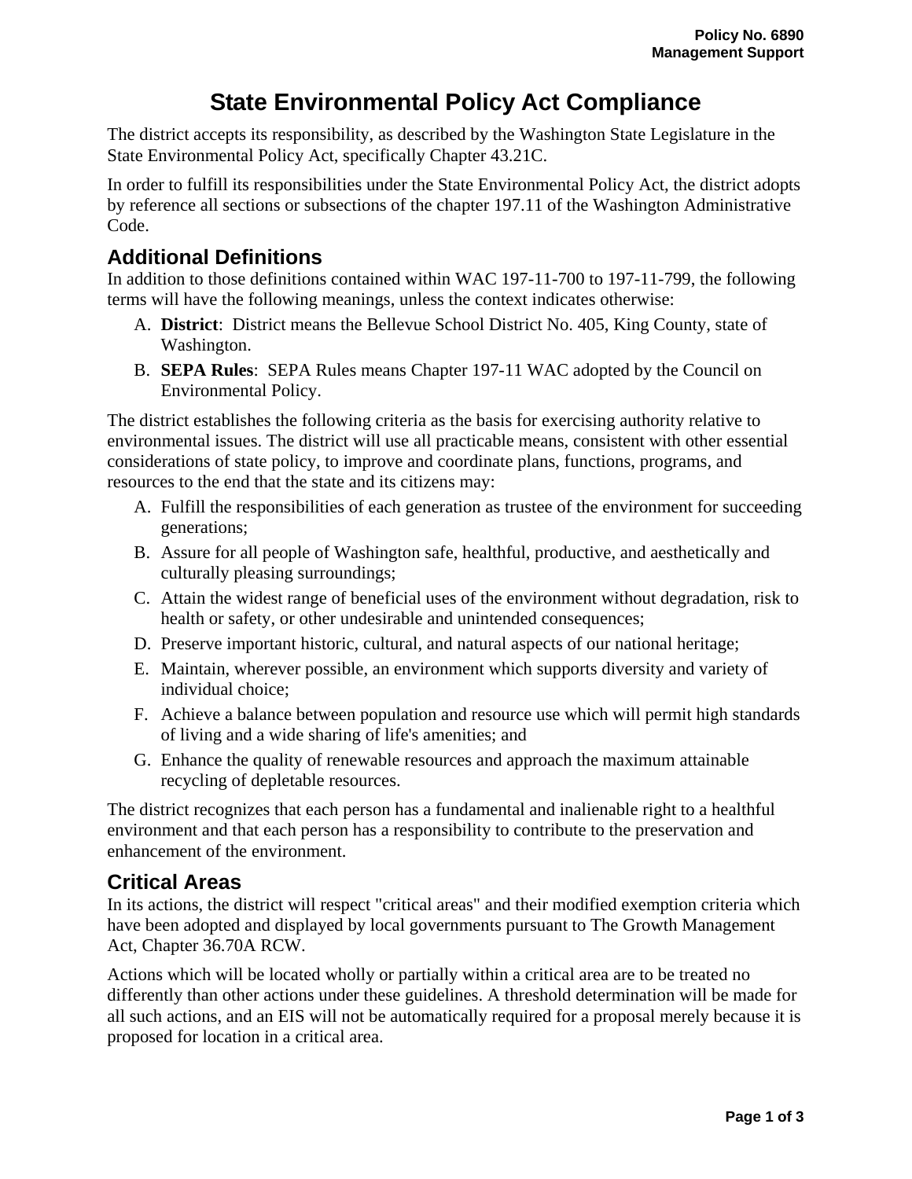Policy No. 6890
Management Support

# State Environmental Policy Act Compliance

The district accepts its responsibility, as described by the Washington State Legislature in the State Environmental Policy Act, specifically Chapter 43.21C.

In order to fulfill its responsibilities under the State Environmental Policy Act, the district adopts by reference all sections or subsections of the chapter 197.11 of the Washington Administrative Code.

## Additional Definitions

In addition to those definitions contained within WAC 197-11-700 to 197-11-799, the following terms will have the following meanings, unless the context indicates otherwise:

A. **District**: District means the Bellevue School District No. 405, King County, state of Washington.
B. **SEPA Rules**: SEPA Rules means Chapter 197-11 WAC adopted by the Council on Environmental Policy.

The district establishes the following criteria as the basis for exercising authority relative to environmental issues. The district will use all practicable means, consistent with other essential considerations of state policy, to improve and coordinate plans, functions, programs, and resources to the end that the state and its citizens may:

A. Fulfill the responsibilities of each generation as trustee of the environment for succeeding generations;
B. Assure for all people of Washington safe, healthful, productive, and aesthetically and culturally pleasing surroundings;
C. Attain the widest range of beneficial uses of the environment without degradation, risk to health or safety, or other undesirable and unintended consequences;
D. Preserve important historic, cultural, and natural aspects of our national heritage;
E. Maintain, wherever possible, an environment which supports diversity and variety of individual choice;
F. Achieve a balance between population and resource use which will permit high standards of living and a wide sharing of life's amenities; and
G. Enhance the quality of renewable resources and approach the maximum attainable recycling of depletable resources.

The district recognizes that each person has a fundamental and inalienable right to a healthful environment and that each person has a responsibility to contribute to the preservation and enhancement of the environment.

## Critical Areas

In its actions, the district will respect "critical areas" and their modified exemption criteria which have been adopted and displayed by local governments pursuant to The Growth Management Act, Chapter 36.70A RCW.

Actions which will be located wholly or partially within a critical area are to be treated no differently than other actions under these guidelines. A threshold determination will be made for all such actions, and an EIS will not be automatically required for a proposal merely because it is proposed for location in a critical area.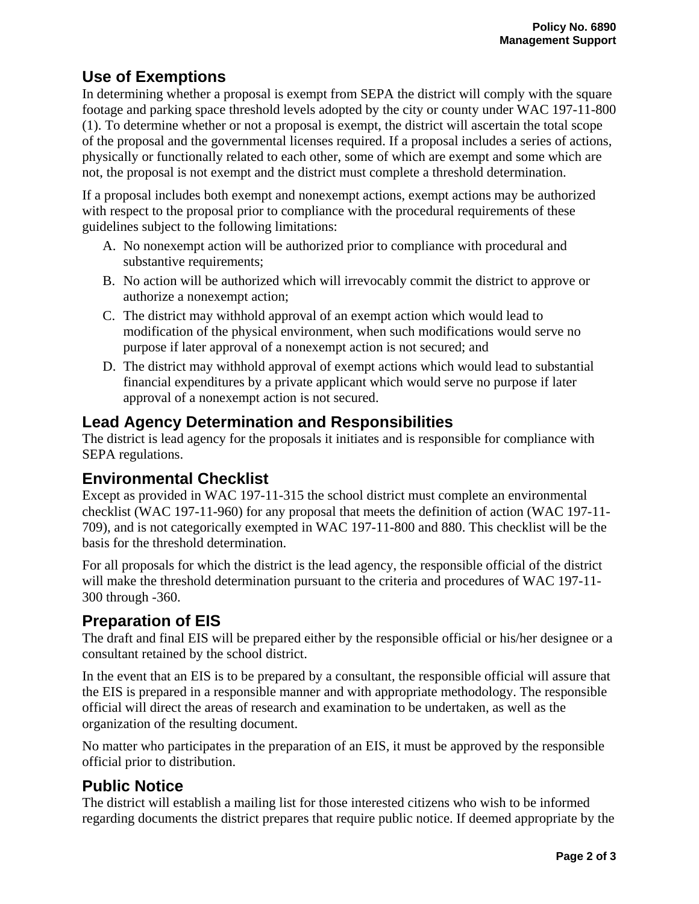## Use of Exemptions

In determining whether a proposal is exempt from SEPA the district will comply with the square footage and parking space threshold levels adopted by the city or county under WAC 197-11-800 (1). To determine whether or not a proposal is exempt, the district will ascertain the total scope of the proposal and the governmental licenses required. If a proposal includes a series of actions, physically or functionally related to each other, some of which are exempt and some which are not, the proposal is not exempt and the district must complete a threshold determination.

If a proposal includes both exempt and nonexempt actions, exempt actions may be authorized with respect to the proposal prior to compliance with the procedural requirements of these guidelines subject to the following limitations:

A. No nonexempt action will be authorized prior to compliance with procedural and substantive requirements;
B. No action will be authorized which will irrevocably commit the district to approve or authorize a nonexempt action;
C. The district may withhold approval of an exempt action which would lead to modification of the physical environment, when such modifications would serve no purpose if later approval of a nonexempt action is not secured; and
D. The district may withhold approval of exempt actions which would lead to substantial financial expenditures by a private applicant which would serve no purpose if later approval of a nonexempt action is not secured.

## Lead Agency Determination and Responsibilities

The district is lead agency for the proposals it initiates and is responsible for compliance with SEPA regulations.

## Environmental Checklist

Except as provided in WAC 197-11-315 the school district must complete an environmental checklist (WAC 197-11-960) for any proposal that meets the definition of action (WAC 197-11-709), and is not categorically exempted in WAC 197-11-800 and 880. This checklist will be the basis for the threshold determination.

For all proposals for which the district is the lead agency, the responsible official of the district will make the threshold determination pursuant to the criteria and procedures of WAC 197-11-300 through -360.

## Preparation of EIS

The draft and final EIS will be prepared either by the responsible official or his/her designee or a consultant retained by the school district.

In the event that an EIS is to be prepared by a consultant, the responsible official will assure that the EIS is prepared in a responsible manner and with appropriate methodology. The responsible official will direct the areas of research and examination to be undertaken, as well as the organization of the resulting document.

No matter who participates in the preparation of an EIS, it must be approved by the responsible official prior to distribution.

## Public Notice

The district will establish a mailing list for those interested citizens who wish to be informed regarding documents the district prepares that require public notice. If deemed appropriate by the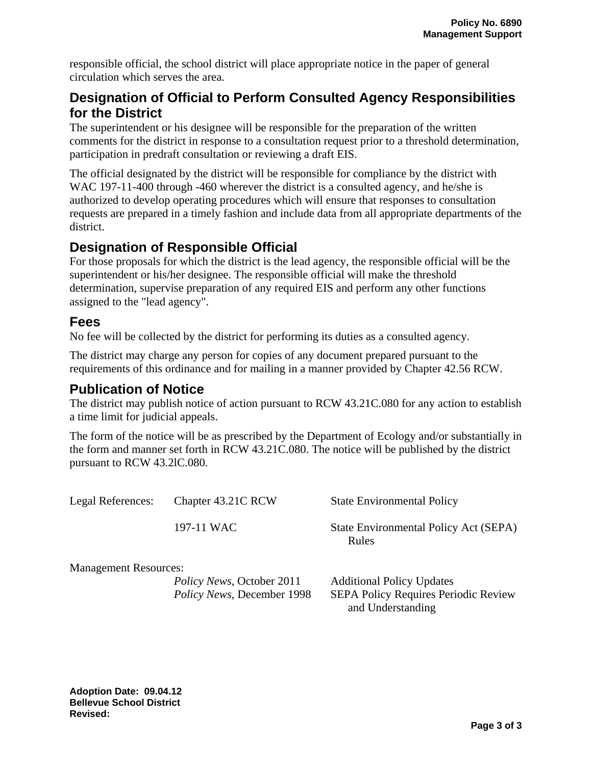responsible official, the school district will place appropriate notice in the paper of general circulation which serves the area.

## Designation of Official to Perform Consulted Agency Responsibilities for the District

The superintendent or his designee will be responsible for the preparation of the written comments for the district in response to a consultation request prior to a threshold determination, participation in predraft consultation or reviewing a draft EIS.

The official designated by the district will be responsible for compliance by the district with WAC 197-11-400 through -460 wherever the district is a consulted agency, and he/she is authorized to develop operating procedures which will ensure that responses to consultation requests are prepared in a timely fashion and include data from all appropriate departments of the district.

## Designation of Responsible Official

For those proposals for which the district is the lead agency, the responsible official will be the superintendent or his/her designee. The responsible official will make the threshold determination, supervise preparation of any required EIS and perform any other functions assigned to the "lead agency".

## Fees

No fee will be collected by the district for performing its duties as a consulted agency.

The district may charge any person for copies of any document prepared pursuant to the requirements of this ordinance and for mailing in a manner provided by Chapter 42.56 RCW.

## Publication of Notice

The district may publish notice of action pursuant to RCW 43.21C.080 for any action to establish a time limit for judicial appeals.

The form of the notice will be as prescribed by the Department of Ecology and/or substantially in the form and manner set forth in RCW 43.21C.080. The notice will be published by the district pursuant to RCW 43.2lC.080.

| | | |
|---|---|---|
| Legal References: | Chapter 43.21C RCW | State Environmental Policy |
| | 197-11 WAC | State Environmental Policy Act (SEPA) Rules |

Management Resources:

| | | |
|---|---|---|
| | *Policy News*, October 2011 | Additional Policy Updates |
| | *Policy News*, December 1998 | SEPA Policy Requires Periodic Review and Understanding |

**Adoption Date: 09.04.12**
**Bellevue School District**
**Revised:**